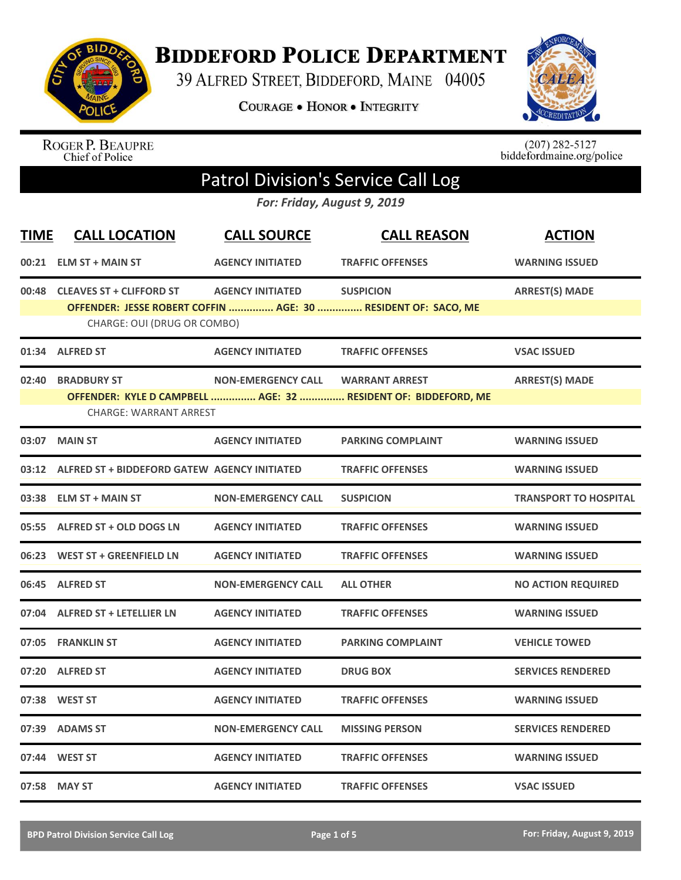# BIDDEFORD POLICE DEPARTMENT

39 ALFRED STREET, BIDDEFORD, MAINE 04005

COURAGE • HONOR • INTEGRITY

ROGER P. BEAUPRE
Chief of Police

(207) 282-5127
biddefordmaine.org/police

## Patrol Division's Service Call Log

*For: Friday, August 9, 2019*

| TIME | CALL LOCATION | CALL SOURCE | CALL REASON | ACTION |
|---|---|---|---|---|
| 00:21 | ELM ST + MAIN ST | AGENCY INITIATED | TRAFFIC OFFENSES | WARNING ISSUED |
| 00:48 | CLEAVES ST + CLIFFORD ST | AGENCY INITIATED | SUSPICION | ARREST(S) MADE |
| | OFFENDER: JESSE ROBERT COFFIN ............... AGE: 30 ............... RESIDENT OF: SACO, ME | | | |
| | CHARGE: OUI (DRUG OR COMBO) | | | |
| 01:34 | ALFRED ST | AGENCY INITIATED | TRAFFIC OFFENSES | VSAC ISSUED |
| 02:40 | BRADBURY ST | NON-EMERGENCY CALL | WARRANT ARREST | ARREST(S) MADE |
| | OFFENDER: KYLE D CAMPBELL ............... AGE: 32 ............... RESIDENT OF: BIDDEFORD, ME | | | |
| | CHARGE: WARRANT ARREST | | | |
| 03:07 | MAIN ST | AGENCY INITIATED | PARKING COMPLAINT | WARNING ISSUED |
| 03:12 | ALFRED ST + BIDDEFORD GATEW | AGENCY INITIATED | TRAFFIC OFFENSES | WARNING ISSUED |
| 03:38 | ELM ST + MAIN ST | NON-EMERGENCY CALL | SUSPICION | TRANSPORT TO HOSPITAL |
| 05:55 | ALFRED ST + OLD DOGS LN | AGENCY INITIATED | TRAFFIC OFFENSES | WARNING ISSUED |
| 06:23 | WEST ST + GREENFIELD LN | AGENCY INITIATED | TRAFFIC OFFENSES | WARNING ISSUED |
| 06:45 | ALFRED ST | NON-EMERGENCY CALL | ALL OTHER | NO ACTION REQUIRED |
| 07:04 | ALFRED ST + LETELLIER LN | AGENCY INITIATED | TRAFFIC OFFENSES | WARNING ISSUED |
| 07:05 | FRANKLIN ST | AGENCY INITIATED | PARKING COMPLAINT | VEHICLE TOWED |
| 07:20 | ALFRED ST | AGENCY INITIATED | DRUG BOX | SERVICES RENDERED |
| 07:38 | WEST ST | AGENCY INITIATED | TRAFFIC OFFENSES | WARNING ISSUED |
| 07:39 | ADAMS ST | NON-EMERGENCY CALL | MISSING PERSON | SERVICES RENDERED |
| 07:44 | WEST ST | AGENCY INITIATED | TRAFFIC OFFENSES | WARNING ISSUED |
| 07:58 | MAY ST | AGENCY INITIATED | TRAFFIC OFFENSES | VSAC ISSUED |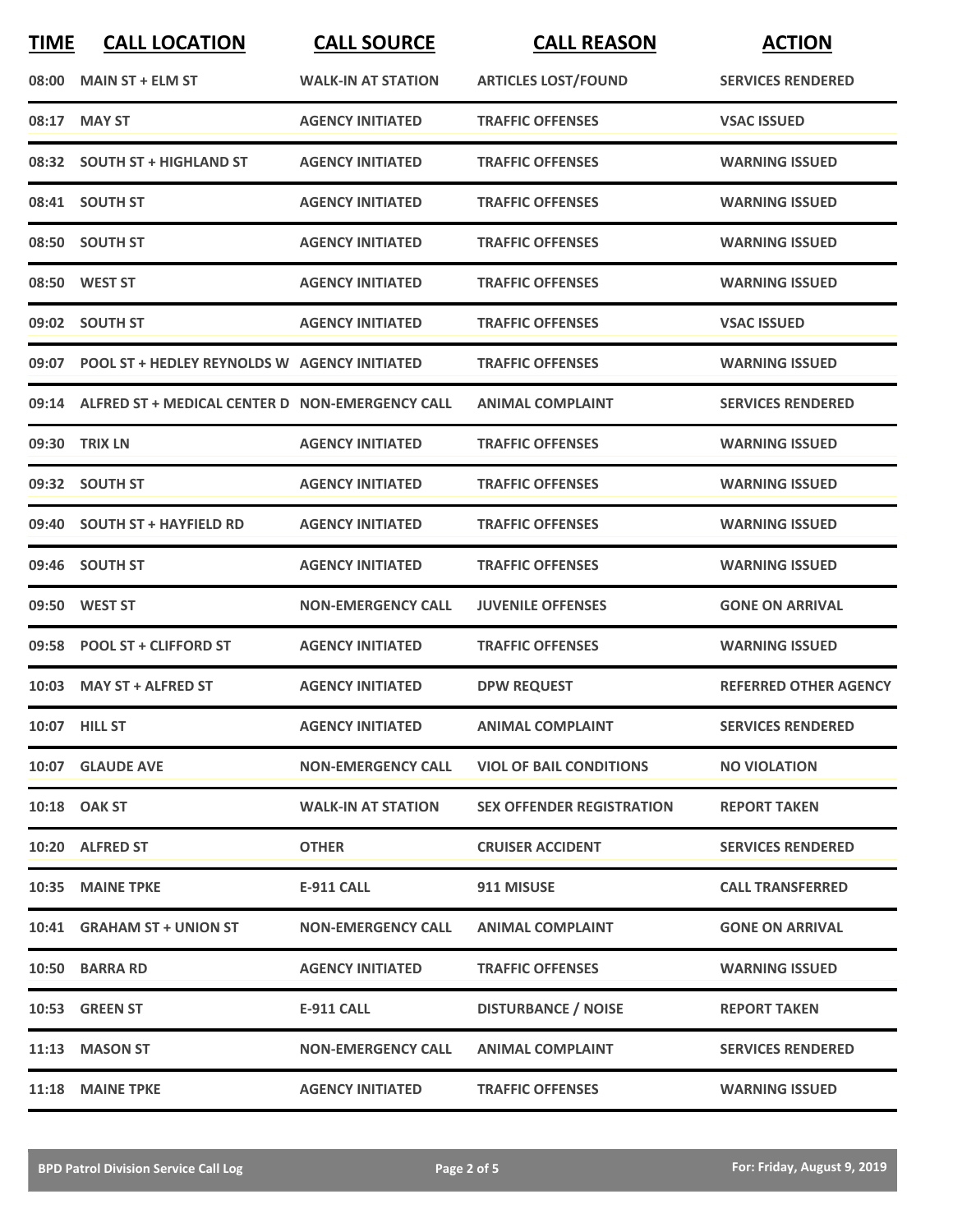| TIME | CALL LOCATION | CALL SOURCE | CALL REASON | ACTION |
|---|---|---|---|---|
| 08:00 | MAIN ST + ELM ST | WALK-IN AT STATION | ARTICLES LOST/FOUND | SERVICES RENDERED |
| 08:17 | MAY ST | AGENCY INITIATED | TRAFFIC OFFENSES | VSAC ISSUED |
| 08:32 | SOUTH ST + HIGHLAND ST | AGENCY INITIATED | TRAFFIC OFFENSES | WARNING ISSUED |
| 08:41 | SOUTH ST | AGENCY INITIATED | TRAFFIC OFFENSES | WARNING ISSUED |
| 08:50 | SOUTH ST | AGENCY INITIATED | TRAFFIC OFFENSES | WARNING ISSUED |
| 08:50 | WEST ST | AGENCY INITIATED | TRAFFIC OFFENSES | WARNING ISSUED |
| 09:02 | SOUTH ST | AGENCY INITIATED | TRAFFIC OFFENSES | VSAC ISSUED |
| 09:07 | POOL ST + HEDLEY REYNOLDS W | AGENCY INITIATED | TRAFFIC OFFENSES | WARNING ISSUED |
| 09:14 | ALFRED ST + MEDICAL CENTER D | NON-EMERGENCY CALL | ANIMAL COMPLAINT | SERVICES RENDERED |
| 09:30 | TRIX LN | AGENCY INITIATED | TRAFFIC OFFENSES | WARNING ISSUED |
| 09:32 | SOUTH ST | AGENCY INITIATED | TRAFFIC OFFENSES | WARNING ISSUED |
| 09:40 | SOUTH ST + HAYFIELD RD | AGENCY INITIATED | TRAFFIC OFFENSES | WARNING ISSUED |
| 09:46 | SOUTH ST | AGENCY INITIATED | TRAFFIC OFFENSES | WARNING ISSUED |
| 09:50 | WEST ST | NON-EMERGENCY CALL | JUVENILE OFFENSES | GONE ON ARRIVAL |
| 09:58 | POOL ST + CLIFFORD ST | AGENCY INITIATED | TRAFFIC OFFENSES | WARNING ISSUED |
| 10:03 | MAY ST + ALFRED ST | AGENCY INITIATED | DPW REQUEST | REFERRED OTHER AGENCY |
| 10:07 | HILL ST | AGENCY INITIATED | ANIMAL COMPLAINT | SERVICES RENDERED |
| 10:07 | GLAUDE AVE | NON-EMERGENCY CALL | VIOL OF BAIL CONDITIONS | NO VIOLATION |
| 10:18 | OAK ST | WALK-IN AT STATION | SEX OFFENDER REGISTRATION | REPORT TAKEN |
| 10:20 | ALFRED ST | OTHER | CRUISER ACCIDENT | SERVICES RENDERED |
| 10:35 | MAINE TPKE | E-911 CALL | 911 MISUSE | CALL TRANSFERRED |
| 10:41 | GRAHAM ST + UNION ST | NON-EMERGENCY CALL | ANIMAL COMPLAINT | GONE ON ARRIVAL |
| 10:50 | BARRA RD | AGENCY INITIATED | TRAFFIC OFFENSES | WARNING ISSUED |
| 10:53 | GREEN ST | E-911 CALL | DISTURBANCE / NOISE | REPORT TAKEN |
| 11:13 | MASON ST | NON-EMERGENCY CALL | ANIMAL COMPLAINT | SERVICES RENDERED |
| 11:18 | MAINE TPKE | AGENCY INITIATED | TRAFFIC OFFENSES | WARNING ISSUED |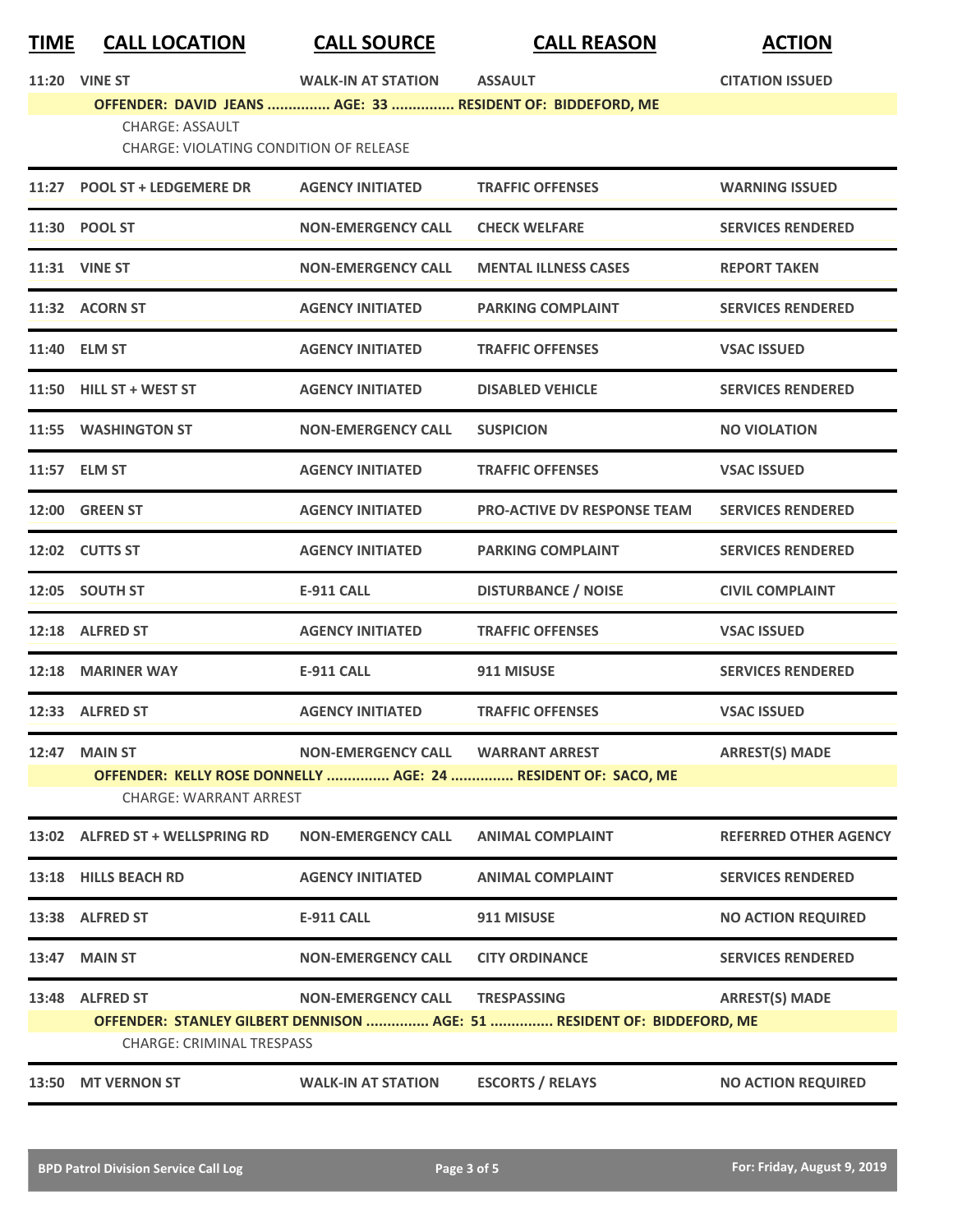| TIME | CALL LOCATION | CALL SOURCE | CALL REASON | ACTION |
|---|---|---|---|---|
| 11:20 | VINE ST | WALK-IN AT STATION | ASSAULT | CITATION ISSUED |
| | OFFENDER: DAVID JEANS ............... AGE: 33 ............... RESIDENT OF: BIDDEFORD, ME | | | |
| | CHARGE: ASSAULT | | | |
| | CHARGE: VIOLATING CONDITION OF RELEASE | | | |
| 11:27 | POOL ST + LEDGEMERE DR | AGENCY INITIATED | TRAFFIC OFFENSES | WARNING ISSUED |
| 11:30 | POOL ST | NON-EMERGENCY CALL | CHECK WELFARE | SERVICES RENDERED |
| 11:31 | VINE ST | NON-EMERGENCY CALL | MENTAL ILLNESS CASES | REPORT TAKEN |
| 11:32 | ACORN ST | AGENCY INITIATED | PARKING COMPLAINT | SERVICES RENDERED |
| 11:40 | ELM ST | AGENCY INITIATED | TRAFFIC OFFENSES | VSAC ISSUED |
| 11:50 | HILL ST + WEST ST | AGENCY INITIATED | DISABLED VEHICLE | SERVICES RENDERED |
| 11:55 | WASHINGTON ST | NON-EMERGENCY CALL | SUSPICION | NO VIOLATION |
| 11:57 | ELM ST | AGENCY INITIATED | TRAFFIC OFFENSES | VSAC ISSUED |
| 12:00 | GREEN ST | AGENCY INITIATED | PRO-ACTIVE DV RESPONSE TEAM | SERVICES RENDERED |
| 12:02 | CUTTS ST | AGENCY INITIATED | PARKING COMPLAINT | SERVICES RENDERED |
| 12:05 | SOUTH ST | E-911 CALL | DISTURBANCE / NOISE | CIVIL COMPLAINT |
| 12:18 | ALFRED ST | AGENCY INITIATED | TRAFFIC OFFENSES | VSAC ISSUED |
| 12:18 | MARINER WAY | E-911 CALL | 911 MISUSE | SERVICES RENDERED |
| 12:33 | ALFRED ST | AGENCY INITIATED | TRAFFIC OFFENSES | VSAC ISSUED |
| 12:47 | MAIN ST | NON-EMERGENCY CALL | WARRANT ARREST | ARREST(S) MADE |
| | OFFENDER: KELLY ROSE DONNELLY ............... AGE: 24 ............... RESIDENT OF: SACO, ME | | | |
| | CHARGE: WARRANT ARREST | | | |
| 13:02 | ALFRED ST + WELLSPRING RD | NON-EMERGENCY CALL | ANIMAL COMPLAINT | REFERRED OTHER AGENCY |
| 13:18 | HILLS BEACH RD | AGENCY INITIATED | ANIMAL COMPLAINT | SERVICES RENDERED |
| 13:38 | ALFRED ST | E-911 CALL | 911 MISUSE | NO ACTION REQUIRED |
| 13:47 | MAIN ST | NON-EMERGENCY CALL | CITY ORDINANCE | SERVICES RENDERED |
| 13:48 | ALFRED ST | NON-EMERGENCY CALL | TRESPASSING | ARREST(S) MADE |
| | OFFENDER: STANLEY GILBERT DENNISON ............... AGE: 51 ............... RESIDENT OF: BIDDEFORD, ME | | | |
| | CHARGE: CRIMINAL TRESPASS | | | |
| 13:50 | MT VERNON ST | WALK-IN AT STATION | ESCORTS / RELAYS | NO ACTION REQUIRED |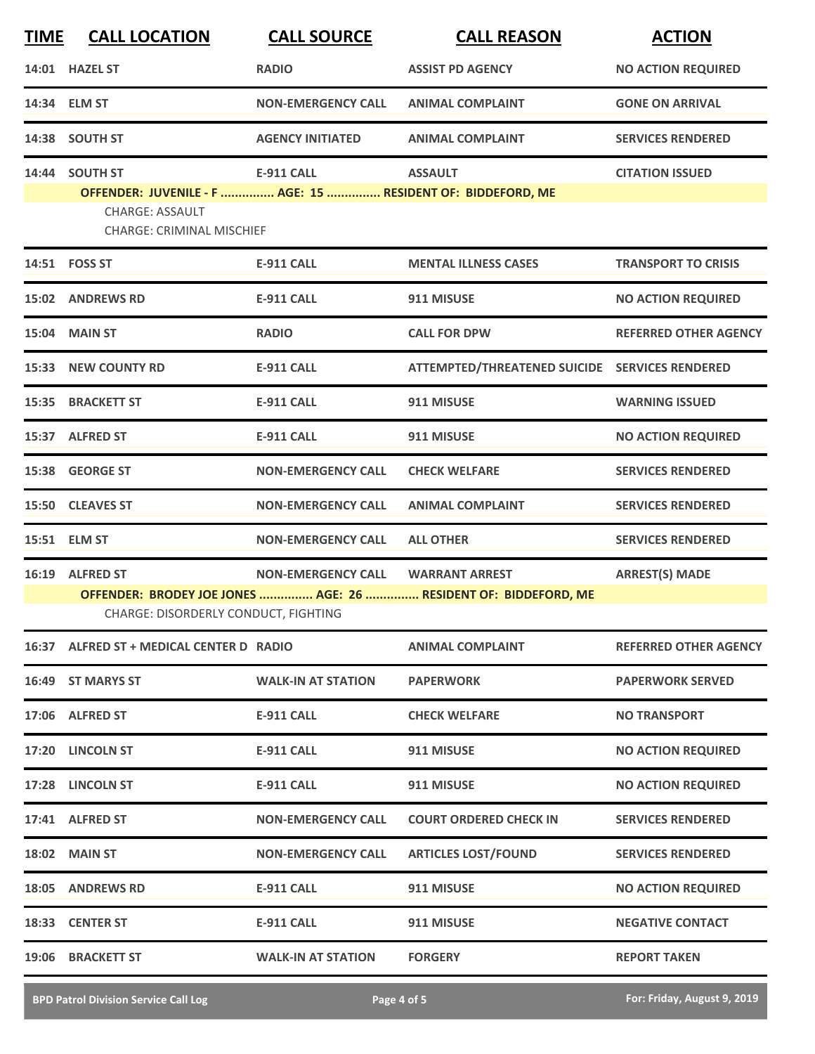| TIME | CALL LOCATION | CALL SOURCE | CALL REASON | ACTION |
|---|---|---|---|---|
| 14:01 | HAZEL ST | RADIO | ASSIST PD AGENCY | NO ACTION REQUIRED |
| 14:34 | ELM ST | NON-EMERGENCY CALL | ANIMAL COMPLAINT | GONE ON ARRIVAL |
| 14:38 | SOUTH ST | AGENCY INITIATED | ANIMAL COMPLAINT | SERVICES RENDERED |
| 14:44 | SOUTH ST | E-911 CALL | ASSAULT | CITATION ISSUED |
| | OFFENDER: JUVENILE - F ............... AGE: 15 ............... RESIDENT OF: BIDDEFORD, ME | | | |
| | CHARGE: ASSAULT | | | |
| | CHARGE: CRIMINAL MISCHIEF | | | |
| 14:51 | FOSS ST | E-911 CALL | MENTAL ILLNESS CASES | TRANSPORT TO CRISIS |
| 15:02 | ANDREWS RD | E-911 CALL | 911 MISUSE | NO ACTION REQUIRED |
| 15:04 | MAIN ST | RADIO | CALL FOR DPW | REFERRED OTHER AGENCY |
| 15:33 | NEW COUNTY RD | E-911 CALL | ATTEMPTED/THREATENED SUICIDE | SERVICES RENDERED |
| 15:35 | BRACKETT ST | E-911 CALL | 911 MISUSE | WARNING ISSUED |
| 15:37 | ALFRED ST | E-911 CALL | 911 MISUSE | NO ACTION REQUIRED |
| 15:38 | GEORGE ST | NON-EMERGENCY CALL | CHECK WELFARE | SERVICES RENDERED |
| 15:50 | CLEAVES ST | NON-EMERGENCY CALL | ANIMAL COMPLAINT | SERVICES RENDERED |
| 15:51 | ELM ST | NON-EMERGENCY CALL | ALL OTHER | SERVICES RENDERED |
| 16:19 | ALFRED ST | NON-EMERGENCY CALL | WARRANT ARREST | ARREST(S) MADE |
| | OFFENDER: BRODEY JOE JONES ............... AGE: 26 ............... RESIDENT OF: BIDDEFORD, ME | | | |
| | CHARGE: DISORDERLY CONDUCT, FIGHTING | | | |
| 16:37 | ALFRED ST + MEDICAL CENTER D | RADIO | ANIMAL COMPLAINT | REFERRED OTHER AGENCY |
| 16:49 | ST MARYS ST | WALK-IN AT STATION | PAPERWORK | PAPERWORK SERVED |
| 17:06 | ALFRED ST | E-911 CALL | CHECK WELFARE | NO TRANSPORT |
| 17:20 | LINCOLN ST | E-911 CALL | 911 MISUSE | NO ACTION REQUIRED |
| 17:28 | LINCOLN ST | E-911 CALL | 911 MISUSE | NO ACTION REQUIRED |
| 17:41 | ALFRED ST | NON-EMERGENCY CALL | COURT ORDERED CHECK IN | SERVICES RENDERED |
| 18:02 | MAIN ST | NON-EMERGENCY CALL | ARTICLES LOST/FOUND | SERVICES RENDERED |
| 18:05 | ANDREWS RD | E-911 CALL | 911 MISUSE | NO ACTION REQUIRED |
| 18:33 | CENTER ST | E-911 CALL | 911 MISUSE | NEGATIVE CONTACT |
| 19:06 | BRACKETT ST | WALK-IN AT STATION | FORGERY | REPORT TAKEN |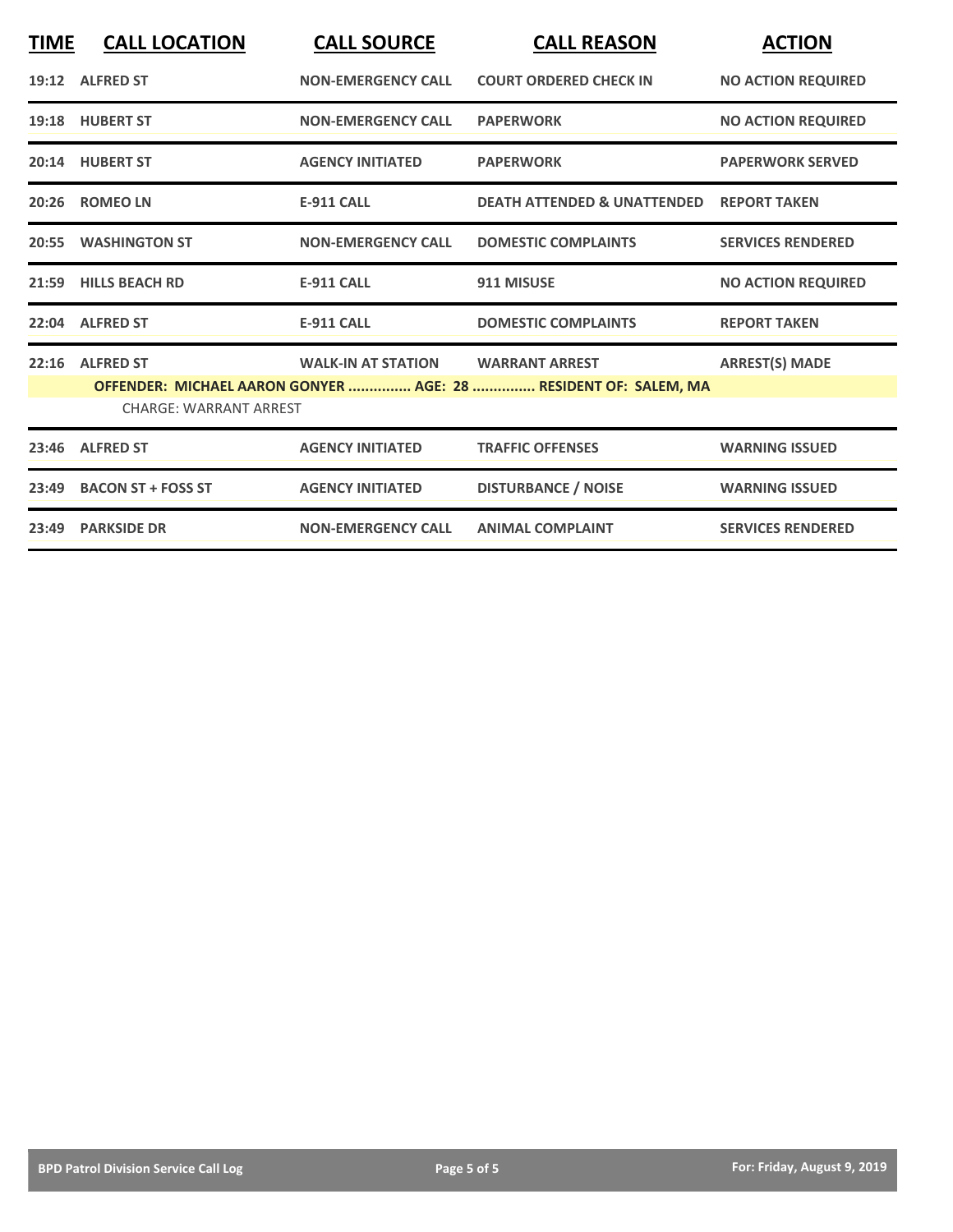| TIME | CALL LOCATION | CALL SOURCE | CALL REASON | ACTION |
|---|---|---|---|---|
| 19:12 | ALFRED ST | NON-EMERGENCY CALL | COURT ORDERED CHECK IN | NO ACTION REQUIRED |
| 19:18 | HUBERT ST | NON-EMERGENCY CALL | PAPERWORK | NO ACTION REQUIRED |
| 20:14 | HUBERT ST | AGENCY INITIATED | PAPERWORK | PAPERWORK SERVED |
| 20:26 | ROMEO LN | E-911 CALL | DEATH ATTENDED & UNATTENDED | REPORT TAKEN |
| 20:55 | WASHINGTON ST | NON-EMERGENCY CALL | DOMESTIC COMPLAINTS | SERVICES RENDERED |
| 21:59 | HILLS BEACH RD | E-911 CALL | 911 MISUSE | NO ACTION REQUIRED |
| 22:04 | ALFRED ST | E-911 CALL | DOMESTIC COMPLAINTS | REPORT TAKEN |
| 22:16 | ALFRED ST | WALK-IN AT STATION | WARRANT ARREST | ARREST(S) MADE |
| | OFFENDER: MICHAEL AARON GONYER ............... AGE: 28 ............... RESIDENT OF: SALEM, MA | | | |
| | CHARGE: WARRANT ARREST | | | |
| 23:46 | ALFRED ST | AGENCY INITIATED | TRAFFIC OFFENSES | WARNING ISSUED |
| 23:49 | BACON ST + FOSS ST | AGENCY INITIATED | DISTURBANCE / NOISE | WARNING ISSUED |
| 23:49 | PARKSIDE DR | NON-EMERGENCY CALL | ANIMAL COMPLAINT | SERVICES RENDERED |